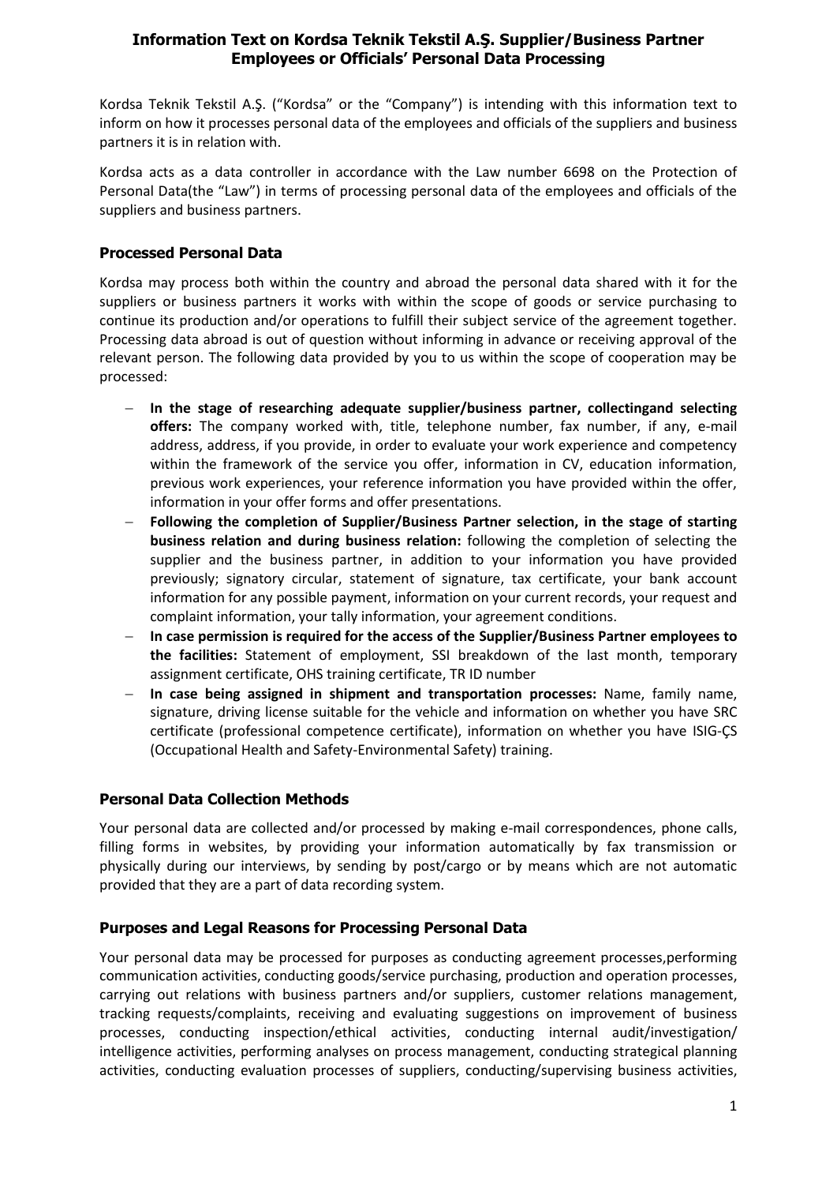# Information Text on Kordsa Teknik Tekstil A.Ş. Supplier/Business Partner Employees or Officials' Personal Data Processing

Kordsa Teknik Tekstil A.Ş. ("Kordsa" or the "Company") is intending with this information text to inform on how it processes personal data of the employees and officials of the suppliers and business partners it is in relation with.

Kordsa acts as a data controller in accordance with the Law number 6698 on the Protection of Personal Data(the "Law") in terms of processing personal data of the employees and officials of the suppliers and business partners.

## Processed Personal Data

Kordsa may process both within the country and abroad the personal data shared with it for the suppliers or business partners it works with within the scope of goods or service purchasing to continue its production and/or operations to fulfill their subject service of the agreement together. Processing data abroad is out of question without informing in advance or receiving approval of the relevant person. The following data provided by you to us within the scope of cooperation may be processed:

- **In the stage of researching adequate supplier/business partner, collectingand selecting offers:** The company worked with, title, telephone number, fax number, if any, e-mail address, address, if you provide, in order to evaluate your work experience and competency within the framework of the service you offer, information in CV, education information, previous work experiences, your reference information you have provided within the offer, information in your offer forms and offer presentations.
- **Following the completion of Supplier/Business Partner selection, in the stage of starting business relation and during business relation:** following the completion of selecting the supplier and the business partner, in addition to your information you have provided previously; signatory circular, statement of signature, tax certificate, your bank account information for any possible payment, information on your current records, your request and complaint information, your tally information, your agreement conditions.
- **In case permission is required for the access of the Supplier/Business Partner employees to the facilities:** Statement of employment, SSI breakdown of the last month, temporary assignment certificate, OHS training certificate, TR ID number
- **In case being assigned in shipment and transportation processes:** Name, family name, signature, driving license suitable for the vehicle and information on whether you have SRC certificate (professional competence certificate), information on whether you have ISIG-ÇS (Occupational Health and Safety-Environmental Safety) training.

## Personal Data Collection Methods

Your personal data are collected and/or processed by making e-mail correspondences, phone calls, filling forms in websites, by providing your information automatically by fax transmission or physically during our interviews, by sending by post/cargo or by means which are not automatic provided that they are a part of data recording system.

## Purposes and Legal Reasons for Processing Personal Data

Your personal data may be processed for purposes as conducting agreement processes,performing communication activities, conducting goods/service purchasing, production and operation processes, carrying out relations with business partners and/or suppliers, customer relations management, tracking requests/complaints, receiving and evaluating suggestions on improvement of business processes, conducting inspection/ethical activities, conducting internal audit/investigation/ intelligence activities, performing analyses on process management, conducting strategical planning activities, conducting evaluation processes of suppliers, conducting/supervising business activities,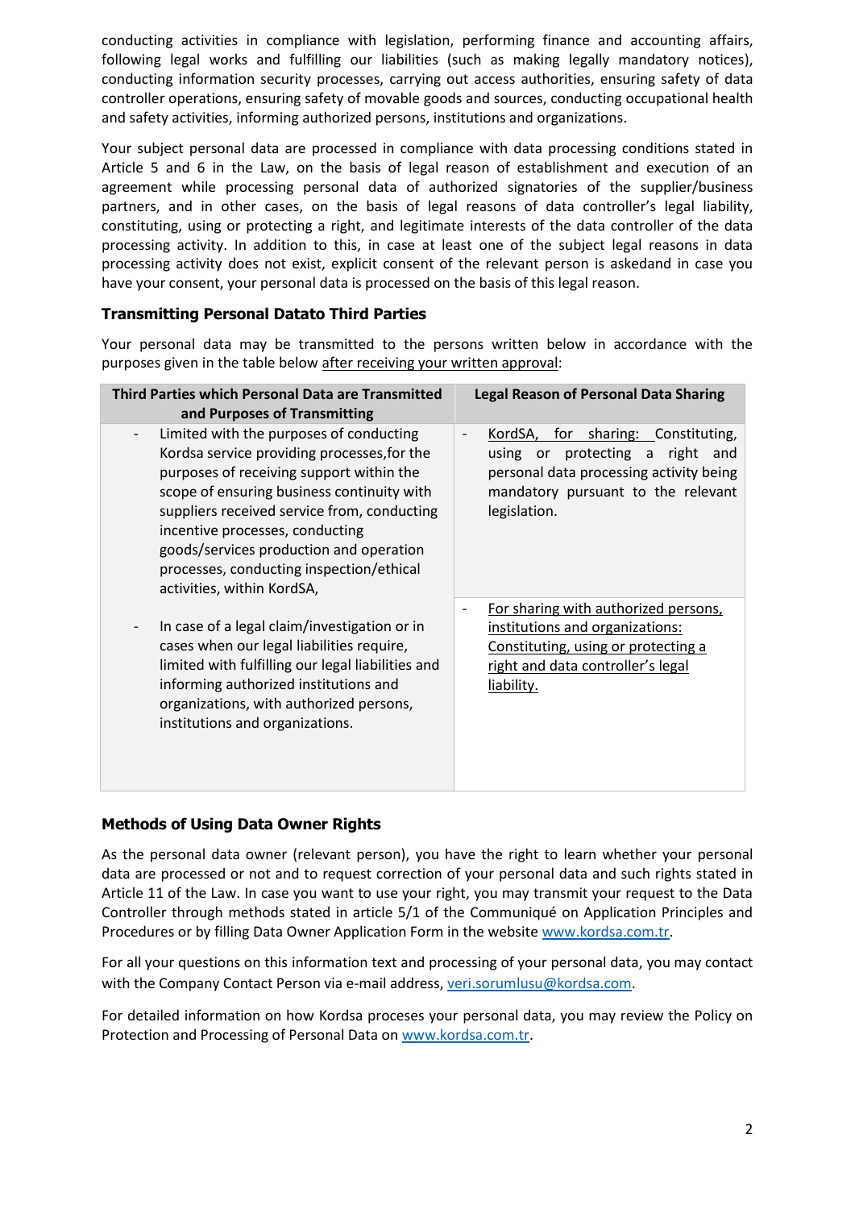conducting activities in compliance with legislation, performing finance and accounting affairs, following legal works and fulfilling our liabilities (such as making legally mandatory notices), conducting information security processes, carrying out access authorities, ensuring safety of data controller operations, ensuring safety of movable goods and sources, conducting occupational health and safety activities, informing authorized persons, institutions and organizations.

Your subject personal data are processed in compliance with data processing conditions stated in Article 5 and 6 in the Law, on the basis of legal reason of establishment and execution of an agreement while processing personal data of authorized signatories of the supplier/business partners, and in other cases, on the basis of legal reasons of data controller's legal liability, constituting, using or protecting a right, and legitimate interests of the data controller of the data processing activity. In addition to this, in case at least one of the subject legal reasons in data processing activity does not exist, explicit consent of the relevant person is askedand in case you have your consent, your personal data is processed on the basis of this legal reason.

### Transmitting Personal Datato Third Parties

Your personal data may be transmitted to the persons written below in accordance with the purposes given in the table below after receiving your written approval:

| Third Parties which Personal Data are Transmitted and Purposes of Transmitting | Legal Reason of Personal Data Sharing |
|---|---|
| - Limited with the purposes of conducting Kordsa service providing processes,for the purposes of receiving support within the scope of ensuring business continuity with suppliers received service from, conducting incentive processes, conducting goods/services production and operation processes, conducting inspection/ethical activities, within KordSA, | - KordSA, for sharing: Constituting, using or protecting a right and personal data processing activity being mandatory pursuant to the relevant legislation. |
| - In case of a legal claim/investigation or in cases when our legal liabilities require, limited with fulfilling our legal liabilities and informing authorized institutions and organizations, with authorized persons, institutions and organizations. | - For sharing with authorized persons, institutions and organizations: Constituting, using or protecting a right and data controller's legal liability. |

### Methods of Using Data Owner Rights

As the personal data owner (relevant person), you have the right to learn whether your personal data are processed or not and to request correction of your personal data and such rights stated in Article 11 of the Law. In case you want to use your right, you may transmit your request to the Data Controller through methods stated in article 5/1 of the Communiqué on Application Principles and Procedures or by filling Data Owner Application Form in the website www.kordsa.com.tr.

For all your questions on this information text and processing of your personal data, you may contact with the Company Contact Person via e-mail address, veri.sorumlusu@kordsa.com.

For detailed information on how Kordsa proceses your personal data, you may review the Policy on Protection and Processing of Personal Data on www.kordsa.com.tr.